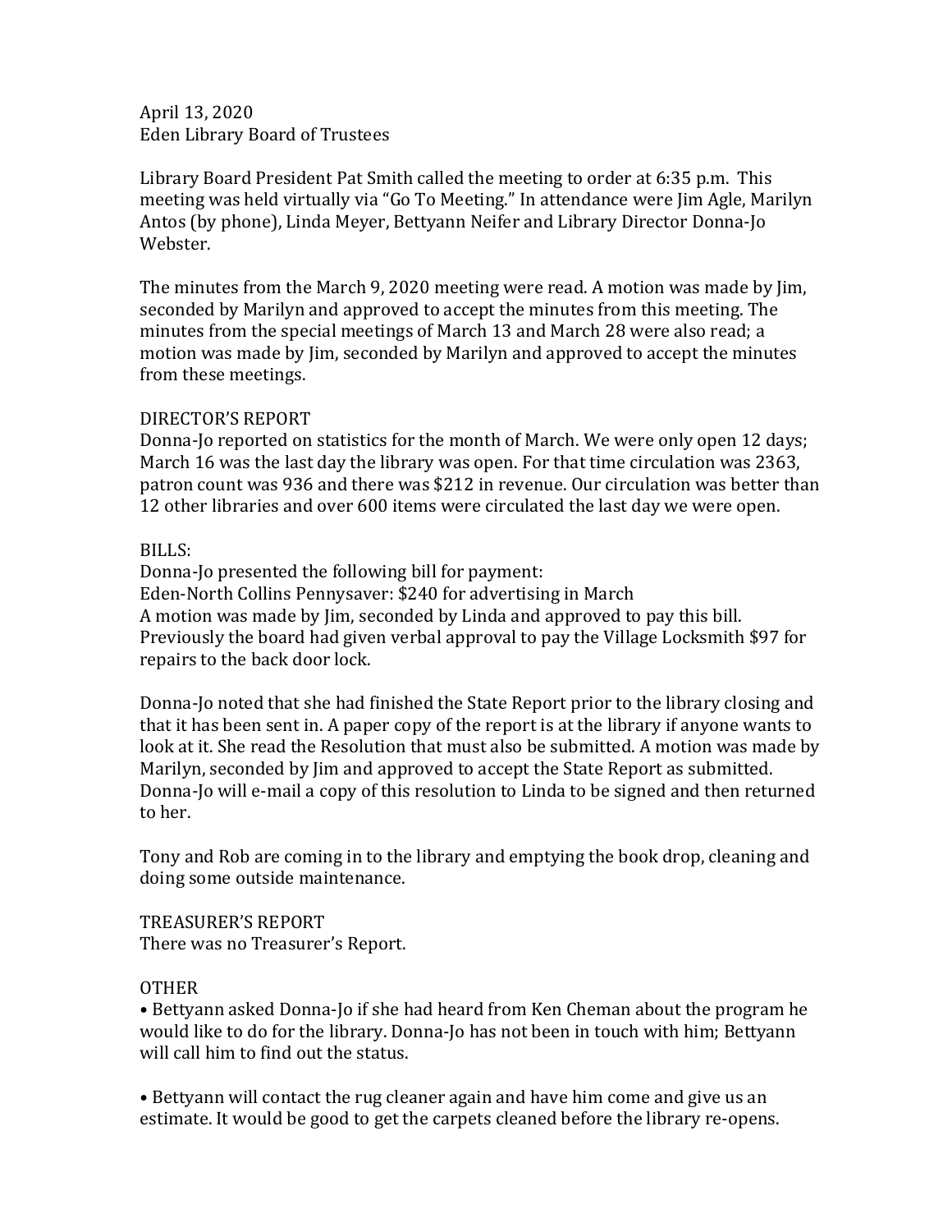April 13, 2020
Eden Library Board of Trustees

Library Board President Pat Smith called the meeting to order at 6:35 p.m. This meeting was held virtually via "Go To Meeting." In attendance were Jim Agle, Marilyn Antos (by phone), Linda Meyer, Bettyann Neifer and Library Director Donna-Jo Webster.

The minutes from the March 9, 2020 meeting were read. A motion was made by Jim, seconded by Marilyn and approved to accept the minutes from this meeting. The minutes from the special meetings of March 13 and March 28 were also read; a motion was made by Jim, seconded by Marilyn and approved to accept the minutes from these meetings.

DIRECTOR'S REPORT
Donna-Jo reported on statistics for the month of March. We were only open 12 days; March 16 was the last day the library was open. For that time circulation was 2363, patron count was 936 and there was $212 in revenue. Our circulation was better than 12 other libraries and over 600 items were circulated the last day we were open.

BILLS:
Donna-Jo presented the following bill for payment:
Eden-North Collins Pennysaver: $240 for advertising in March
A motion was made by Jim, seconded by Linda and approved to pay this bill. Previously the board had given verbal approval to pay the Village Locksmith $97 for repairs to the back door lock.

Donna-Jo noted that she had finished the State Report prior to the library closing and that it has been sent in. A paper copy of the report is at the library if anyone wants to look at it. She read the Resolution that must also be submitted. A motion was made by Marilyn, seconded by Jim and approved to accept the State Report as submitted. Donna-Jo will e-mail a copy of this resolution to Linda to be signed and then returned to her.

Tony and Rob are coming in to the library and emptying the book drop, cleaning and doing some outside maintenance.

TREASURER'S REPORT
There was no Treasurer's Report.

OTHER
• Bettyann asked Donna-Jo if she had heard from Ken Cheman about the program he would like to do for the library. Donna-Jo has not been in touch with him; Bettyann will call him to find out the status.

• Bettyann will contact the rug cleaner again and have him come and give us an estimate. It would be good to get the carpets cleaned before the library re-opens.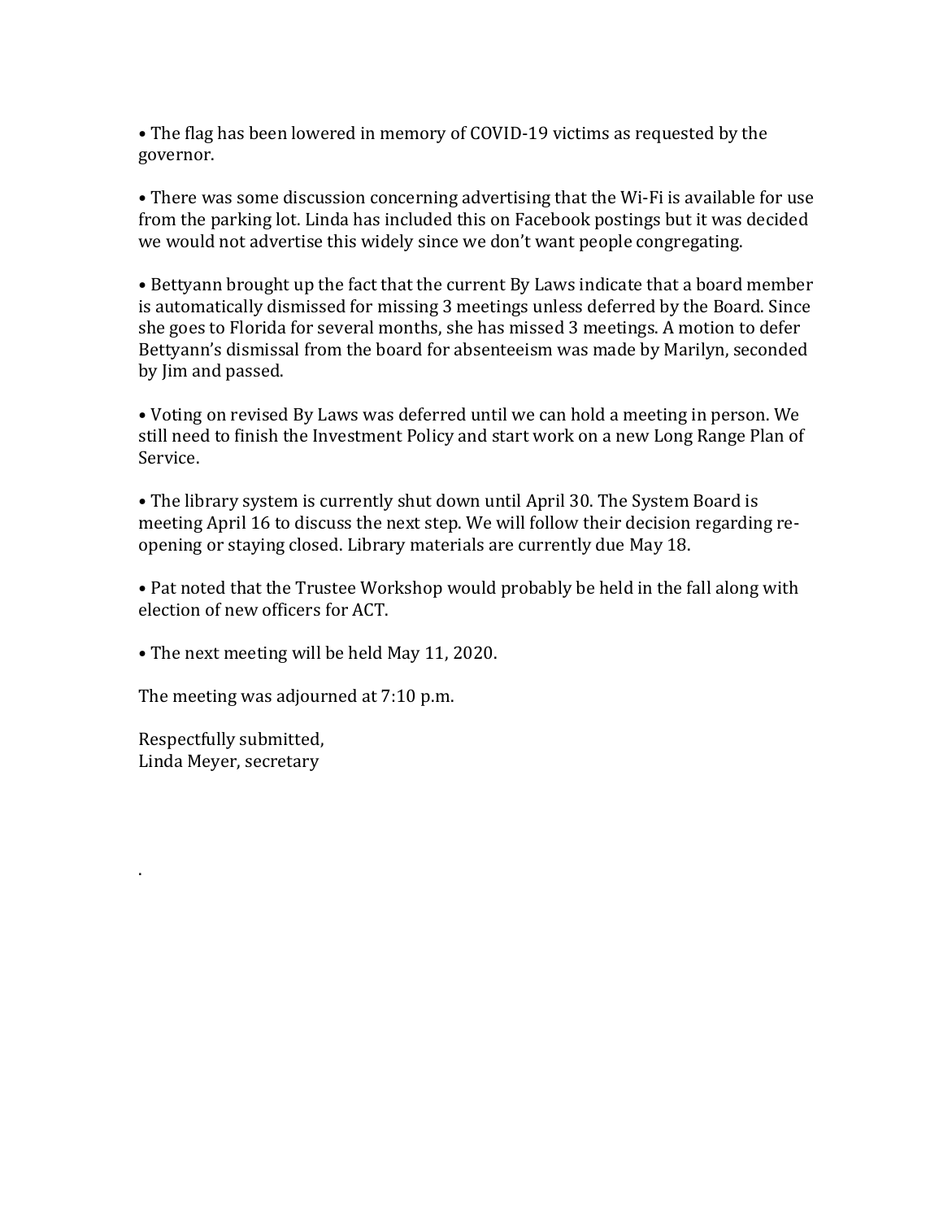• The flag has been lowered in memory of COVID-19 victims as requested by the governor.

• There was some discussion concerning advertising that the Wi-Fi is available for use from the parking lot. Linda has included this on Facebook postings but it was decided we would not advertise this widely since we don't want people congregating.

• Bettyann brought up the fact that the current By Laws indicate that a board member is automatically dismissed for missing 3 meetings unless deferred by the Board. Since she goes to Florida for several months, she has missed 3 meetings. A motion to defer Bettyann's dismissal from the board for absenteeism was made by Marilyn, seconded by Jim and passed.

• Voting on revised By Laws was deferred until we can hold a meeting in person. We still need to finish the Investment Policy and start work on a new Long Range Plan of Service.

• The library system is currently shut down until April 30. The System Board is meeting April 16 to discuss the next step. We will follow their decision regarding re-opening or staying closed. Library materials are currently due May 18.

• Pat noted that the Trustee Workshop would probably be held in the fall along with election of new officers for ACT.

• The next meeting will be held May 11, 2020.

The meeting was adjourned at 7:10 p.m.

Respectfully submitted,
Linda Meyer, secretary

.